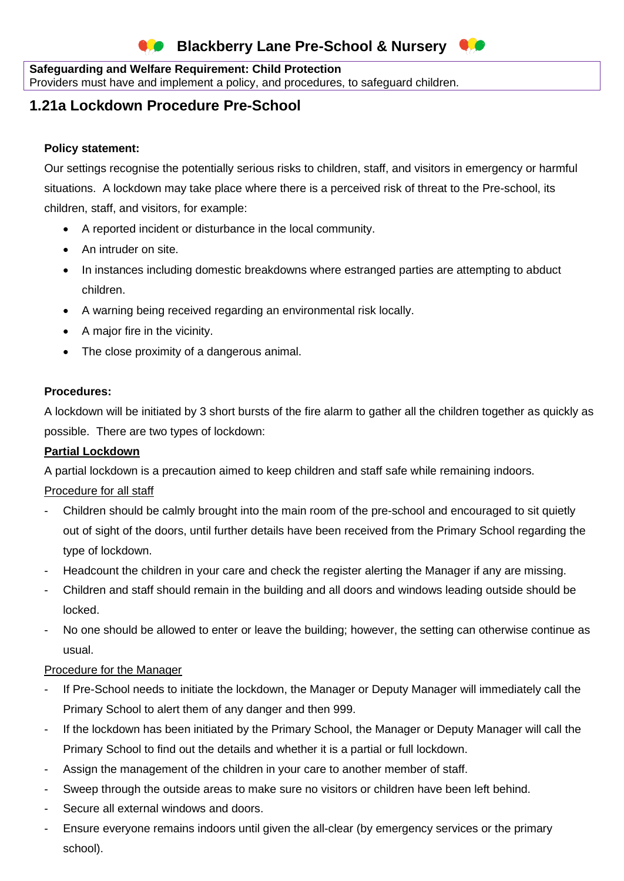# Blackberry Lane Pre-School & Nursery

**Safeguarding and Welfare Requirement: Child Protection**
Providers must have and implement a policy, and procedures, to safeguard children.

## 1.21a Lockdown Procedure Pre-School

**Policy statement:**

Our settings recognise the potentially serious risks to children, staff, and visitors in emergency or harmful situations. A lockdown may take place where there is a perceived risk of threat to the Pre-school, its children, staff, and visitors, for example:

- A reported incident or disturbance in the local community.
- An intruder on site.
- In instances including domestic breakdowns where estranged parties are attempting to abduct children.
- A warning being received regarding an environmental risk locally.
- A major fire in the vicinity.
- The close proximity of a dangerous animal.

**Procedures:**

A lockdown will be initiated by 3 short bursts of the fire alarm to gather all the children together as quickly as possible. There are two types of lockdown:

**Partial Lockdown**

A partial lockdown is a precaution aimed to keep children and staff safe while remaining indoors.

Procedure for all staff

- Children should be calmly brought into the main room of the pre-school and encouraged to sit quietly out of sight of the doors, until further details have been received from the Primary School regarding the type of lockdown.
- Headcount the children in your care and check the register alerting the Manager if any are missing.
- Children and staff should remain in the building and all doors and windows leading outside should be locked.
- No one should be allowed to enter or leave the building; however, the setting can otherwise continue as usual.

Procedure for the Manager

- If Pre-School needs to initiate the lockdown, the Manager or Deputy Manager will immediately call the Primary School to alert them of any danger and then 999.
- If the lockdown has been initiated by the Primary School, the Manager or Deputy Manager will call the Primary School to find out the details and whether it is a partial or full lockdown.
- Assign the management of the children in your care to another member of staff.
- Sweep through the outside areas to make sure no visitors or children have been left behind.
- Secure all external windows and doors.
- Ensure everyone remains indoors until given the all-clear (by emergency services or the primary school).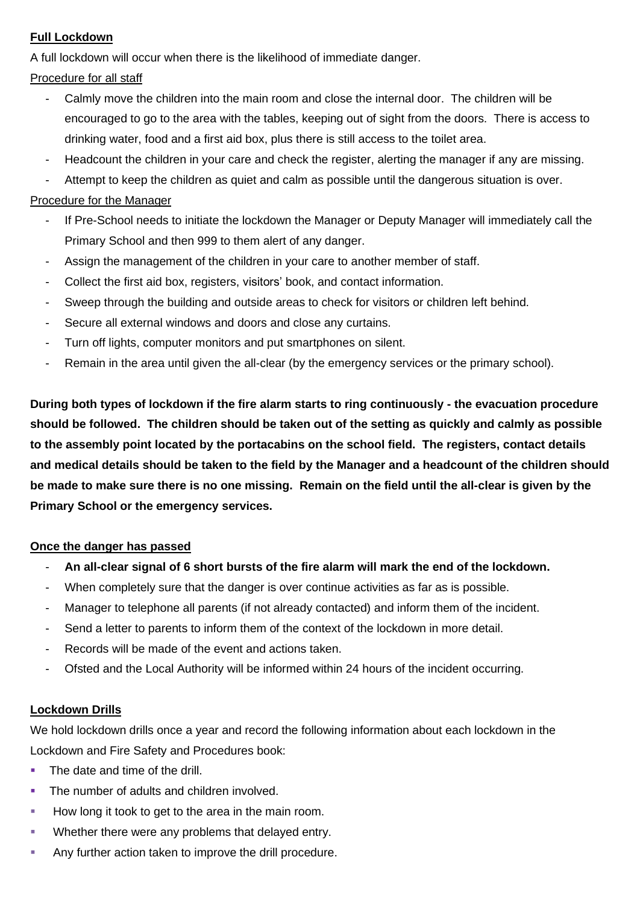**Full Lockdown**

A full lockdown will occur when there is the likelihood of immediate danger.

Procedure for all staff

- Calmly move the children into the main room and close the internal door. The children will be encouraged to go to the area with the tables, keeping out of sight from the doors. There is access to drinking water, food and a first aid box, plus there is still access to the toilet area.
- Headcount the children in your care and check the register, alerting the manager if any are missing.
- Attempt to keep the children as quiet and calm as possible until the dangerous situation is over.

Procedure for the Manager

- If Pre-School needs to initiate the lockdown the Manager or Deputy Manager will immediately call the Primary School and then 999 to them alert of any danger.
- Assign the management of the children in your care to another member of staff.
- Collect the first aid box, registers, visitors' book, and contact information.
- Sweep through the building and outside areas to check for visitors or children left behind.
- Secure all external windows and doors and close any curtains.
- Turn off lights, computer monitors and put smartphones on silent.
- Remain in the area until given the all-clear (by the emergency services or the primary school).

**During both types of lockdown if the fire alarm starts to ring continuously - the evacuation procedure should be followed. The children should be taken out of the setting as quickly and calmly as possible to the assembly point located by the portacabins on the school field. The registers, contact details and medical details should be taken to the field by the Manager and a headcount of the children should be made to make sure there is no one missing. Remain on the field until the all-clear is given by the Primary School or the emergency services.**

**Once the danger has passed**

- **An all-clear signal of 6 short bursts of the fire alarm will mark the end of the lockdown.**
- When completely sure that the danger is over continue activities as far as is possible.
- Manager to telephone all parents (if not already contacted) and inform them of the incident.
- Send a letter to parents to inform them of the context of the lockdown in more detail.
- Records will be made of the event and actions taken.
- Ofsted and the Local Authority will be informed within 24 hours of the incident occurring.

**Lockdown Drills**

We hold lockdown drills once a year and record the following information about each lockdown in the Lockdown and Fire Safety and Procedures book:

- The date and time of the drill.
- The number of adults and children involved.
- How long it took to get to the area in the main room.
- Whether there were any problems that delayed entry.
- Any further action taken to improve the drill procedure.